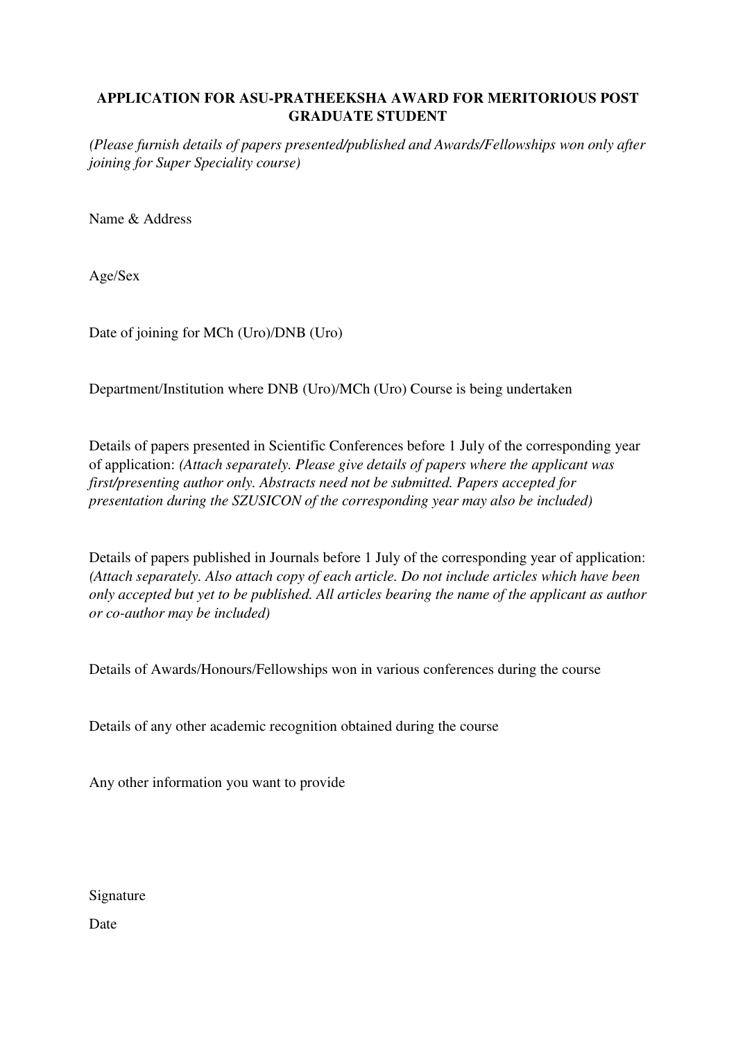# APPLICATION FOR ASU-PRATHEEKSHA AWARD FOR MERITORIOUS POST GRADUATE STUDENT

*(Please furnish details of papers presented/published and Awards/Fellowships won only after joining for Super Speciality course)*

Name & Address

Age/Sex

Date of joining for MCh (Uro)/DNB (Uro)

Department/Institution where DNB (Uro)/MCh (Uro) Course is being undertaken

Details of papers presented in Scientific Conferences before 1 July of the corresponding year of application: *(Attach separately. Please give details of papers where the applicant was first/presenting author only. Abstracts need not be submitted. Papers accepted for presentation during the SZUSICON of the corresponding year may also be included)*

Details of papers published in Journals before 1 July of the corresponding year of application: *(Attach separately. Also attach copy of each article. Do not include articles which have been only accepted but yet to be published. All articles bearing the name of the applicant as author or co-author may be included)*

Details of Awards/Honours/Fellowships won in various conferences during the course

Details of any other academic recognition obtained during the course

Any other information you want to provide

Signature

Date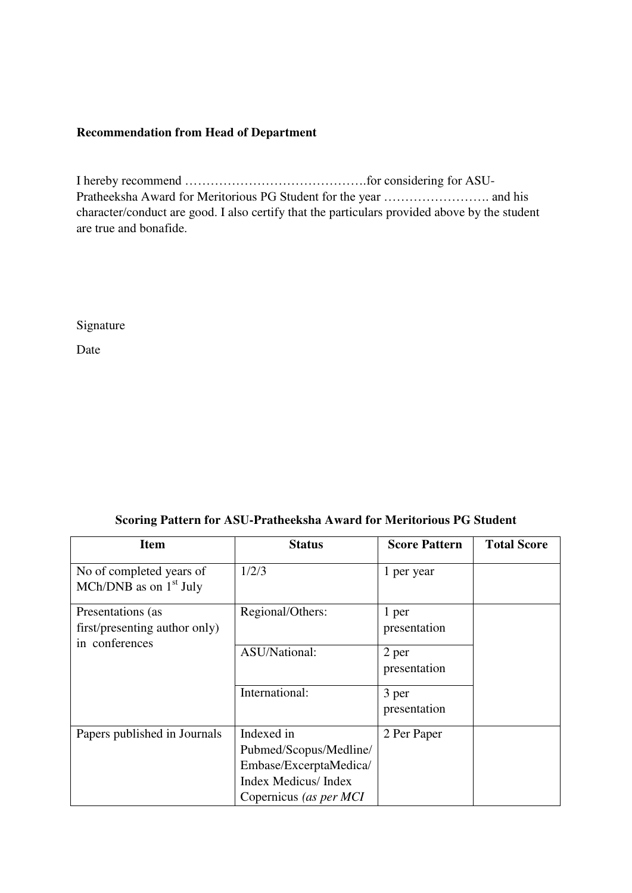**Recommendation from Head of Department**

I hereby recommend …………………………………….for considering for ASU-Pratheeksha Award for Meritorious PG Student for the year ……………………. and his character/conduct are good. I also certify that the particulars provided above by the student are true and bonafide.

Signature

Date

**Scoring Pattern for ASU-Pratheeksha Award for Meritorious PG Student**

| Item | Status | Score Pattern | Total Score |
|---|---|---|---|
| No of completed years of MCh/DNB as on 1st July | 1/2/3 | 1 per year | |
| Presentations (as first/presenting author only) in conferences | Regional/Others: | 1 per presentation | |
| | ASU/National: | 2 per presentation | |
| | International: | 3 per presentation | |
| Papers published in Journals | Indexed in Pubmed/Scopus/Medline/ Embase/ExcerptaMedica/ Index Medicus/ Index Copernicus *(as per MCI* | 2 Per Paper | |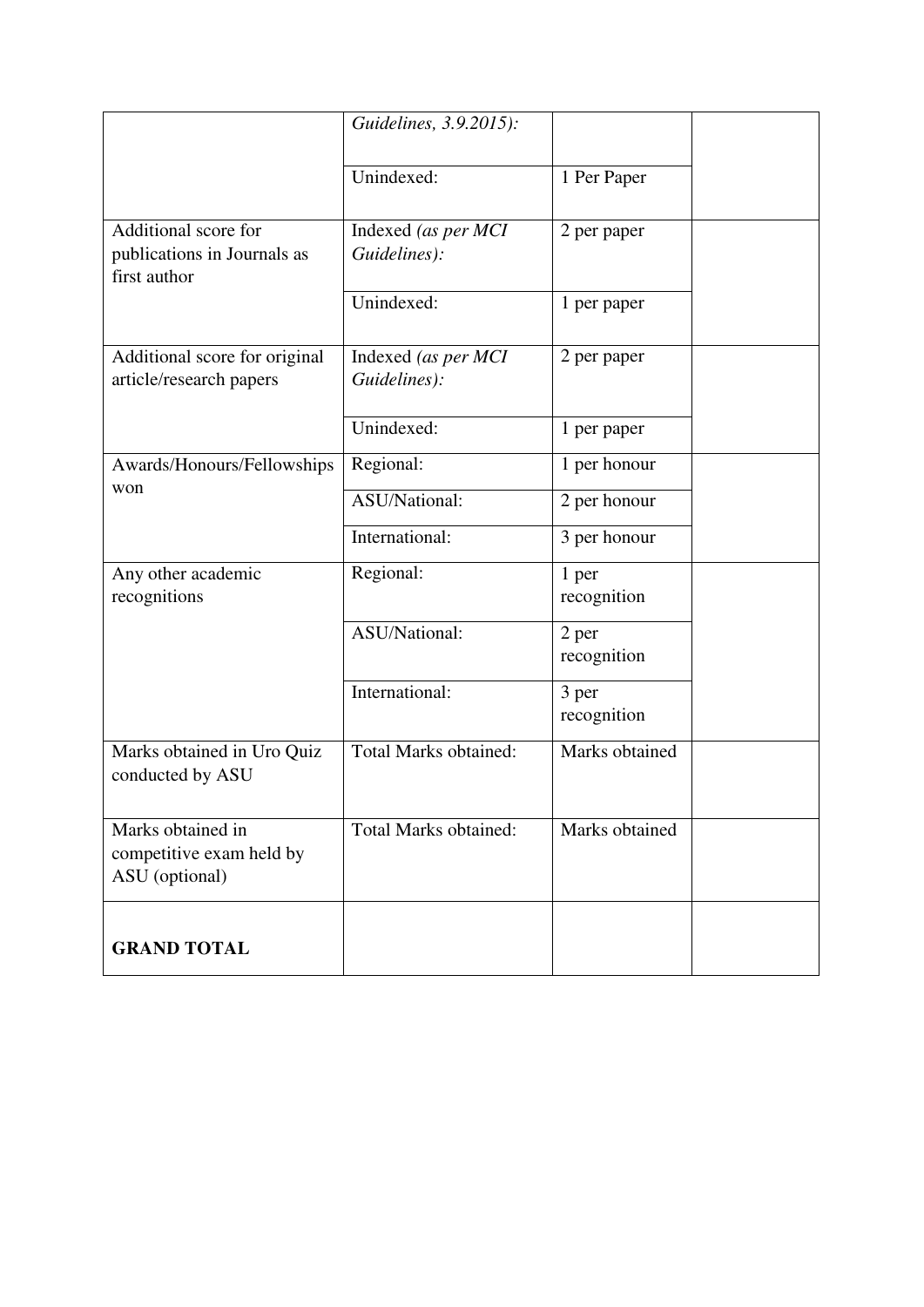| | | | |
|---|---|---|---|
| | *Guidelines, 3.9.2015):* | | |
| | Unindexed: | 1 Per Paper | |
| Additional score for publications in Journals as first author | Indexed *(as per MCI Guidelines):* | 2 per paper | |
| | Unindexed: | 1 per paper | |
| Additional score for original article/research papers | Indexed *(as per MCI Guidelines):* | 2 per paper | |
| | Unindexed: | 1 per paper | |
| Awards/Honours/Fellowships won | Regional: | 1 per honour | |
| | ASU/National: | 2 per honour | |
| | International: | 3 per honour | |
| Any other academic recognitions | Regional: | 1 per recognition | |
| | ASU/National: | 2 per recognition | |
| | International: | 3 per recognition | |
| Marks obtained in Uro Quiz conducted by ASU | Total Marks obtained: | Marks obtained | |
| Marks obtained in competitive exam held by ASU (optional) | Total Marks obtained: | Marks obtained | |
| **GRAND TOTAL** | | | |